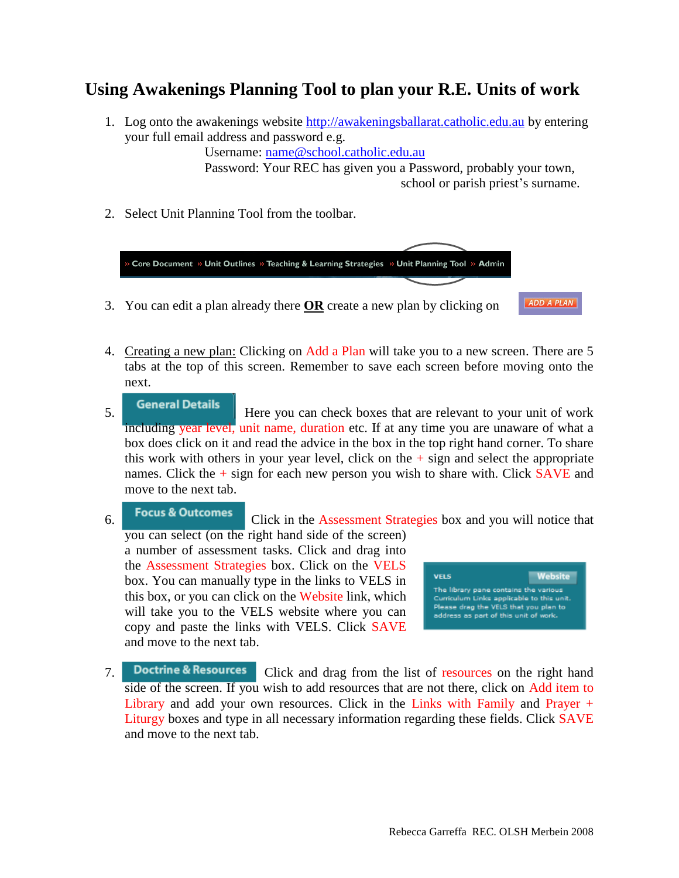# Using Awakenings Planning Tool to plan your R.E. Units of work

1. Log onto the awakenings website http://awakeningsballarat.catholic.edu.au by entering your full email address and password e.g.

   Username: name@school.catholic.edu.au

   Password: Your REC has given you a Password, probably your town, school or parish priest's surname.

2. Select Unit Planning Tool from the toolbar.

   » Core Document » Unit Outlines » Teaching & Learning Strategies » Unit Planning Tool » Admin

3. You can edit a plan already there **OR** create a new plan by clicking on ADD A PLAN

4. Creating a new plan: Clicking on Add a Plan will take you to a new screen. There are 5 tabs at the top of this screen. Remember to save each screen before moving onto the next.

5. **General Details** Here you can check boxes that are relevant to your unit of work including year level, unit name, duration etc. If at any time you are unaware of what a box does click on it and read the advice in the box in the top right hand corner. To share this work with others in your year level, click on the + sign and select the appropriate names. Click the + sign for each new person you wish to share with. Click SAVE and move to the next tab.

6. **Focus & Outcomes** Click in the Assessment Strategies box and you will notice that you can select (on the right hand side of the screen) a number of assessment tasks. Click and drag into the Assessment Strategies box. Click on the VELS box. You can manually type in the links to VELS in this box, or you can click on the Website link, which will take you to the VELS website where you can copy and paste the links with VELS. Click SAVE and move to the next tab.

   VELS | Website
   The library pane contains the various Curriculum Links applicable to this unit. Please drag the VELS that you plan to address as part of this unit of work.

7. **Doctrine & Resources** Click and drag from the list of resources on the right hand side of the screen. If you wish to add resources that are not there, click on Add item to Library and add your own resources. Click in the Links with Family and Prayer + Liturgy boxes and type in all necessary information regarding these fields. Click SAVE and move to the next tab.

Rebecca Garreffa REC. OLSH Merbein 2008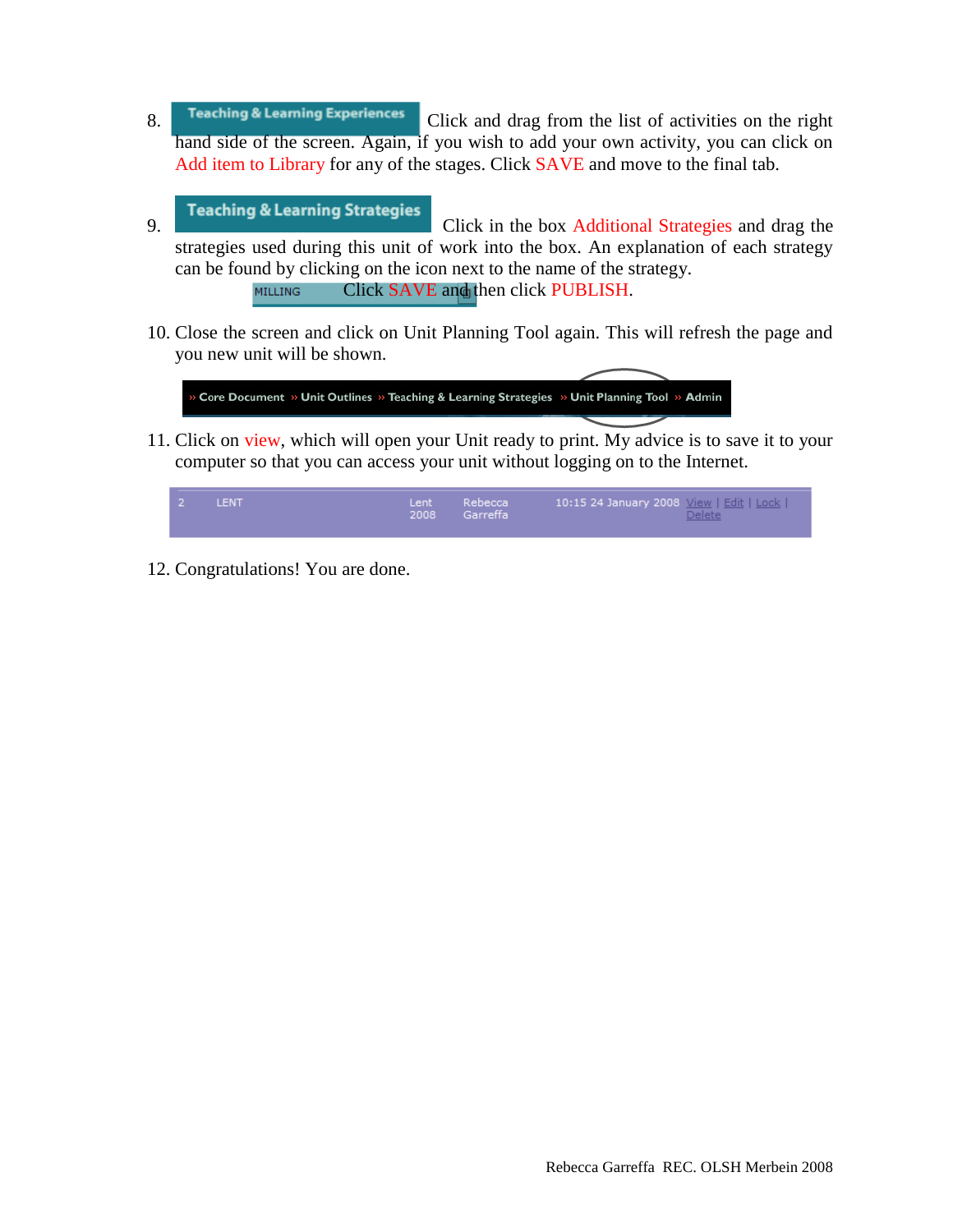8. Teaching & Learning Experiences Click and drag from the list of activities on the right hand side of the screen. Again, if you wish to add your own activity, you can click on Add item to Library for any of the stages. Click SAVE and move to the final tab.

9. Teaching & Learning Strategies Click in the box Additional Strategies and drag the strategies used during this unit of work into the box. An explanation of each strategy can be found by clicking on the icon next to the name of the strategy.
   MILLING Click SAVE and then click PUBLISH.

10. Close the screen and click on Unit Planning Tool again. This will refresh the page and you new unit will be shown.

    » Core Document » Unit Outlines » Teaching & Learning Strategies » Unit Planning Tool » Admin

11. Click on view, which will open your Unit ready to print. My advice is to save it to your computer so that you can access your unit without logging on to the Internet.

| | | | | | |
|---|---|---|---|---|---|
| 2 | LENT | Lent 2008 | Rebecca Garreffa | 10:15 24 January 2008 | View \| Edit \| Lock \| Delete |

12. Congratulations! You are done.

Rebecca Garreffa REC. OLSH Merbein 2008